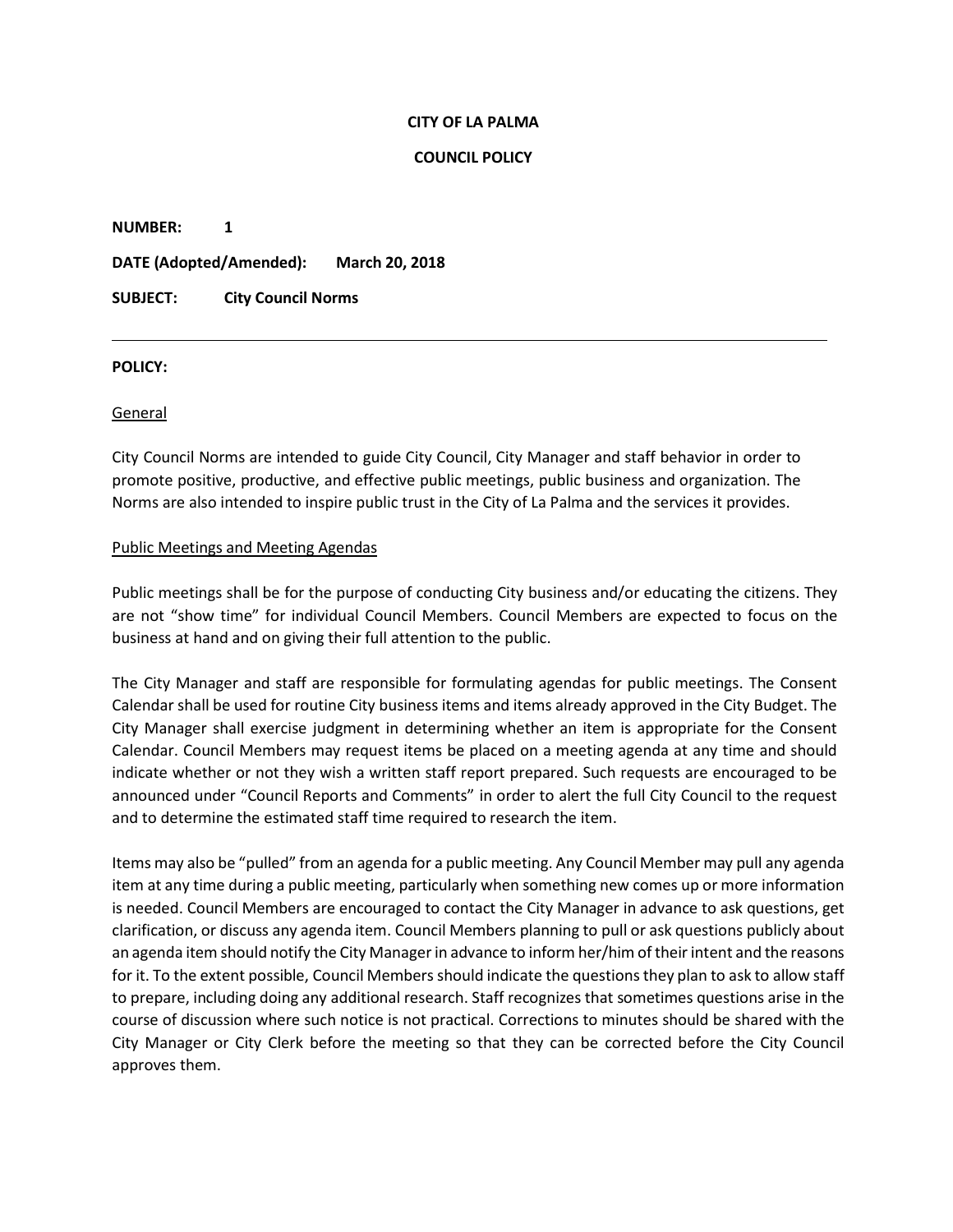**CITY OF LA PALMA**

**COUNCIL POLICY**

**NUMBER:** **1**

**DATE (Adopted/Amended):** **March 20, 2018**

**SUBJECT:** **City Council Norms**

---

**POLICY:**

General

City Council Norms are intended to guide City Council, City Manager and staff behavior in order to promote positive, productive, and effective public meetings, public business and organization. The Norms are also intended to inspire public trust in the City of La Palma and the services it provides.

Public Meetings and Meeting Agendas

Public meetings shall be for the purpose of conducting City business and/or educating the citizens. They are not "show time" for individual Council Members. Council Members are expected to focus on the business at hand and on giving their full attention to the public.

The City Manager and staff are responsible for formulating agendas for public meetings. The Consent Calendar shall be used for routine City business items and items already approved in the City Budget. The City Manager shall exercise judgment in determining whether an item is appropriate for the Consent Calendar. Council Members may request items be placed on a meeting agenda at any time and should indicate whether or not they wish a written staff report prepared. Such requests are encouraged to be announced under "Council Reports and Comments" in order to alert the full City Council to the request and to determine the estimated staff time required to research the item.

Items may also be "pulled" from an agenda for a public meeting. Any Council Member may pull any agenda item at any time during a public meeting, particularly when something new comes up or more information is needed. Council Members are encouraged to contact the City Manager in advance to ask questions, get clarification, or discuss any agenda item. Council Members planning to pull or ask questions publicly about an agenda item should notify the City Manager in advance to inform her/him of their intent and the reasons for it. To the extent possible, Council Members should indicate the questions they plan to ask to allow staff to prepare, including doing any additional research. Staff recognizes that sometimes questions arise in the course of discussion where such notice is not practical. Corrections to minutes should be shared with the City Manager or City Clerk before the meeting so that they can be corrected before the City Council approves them.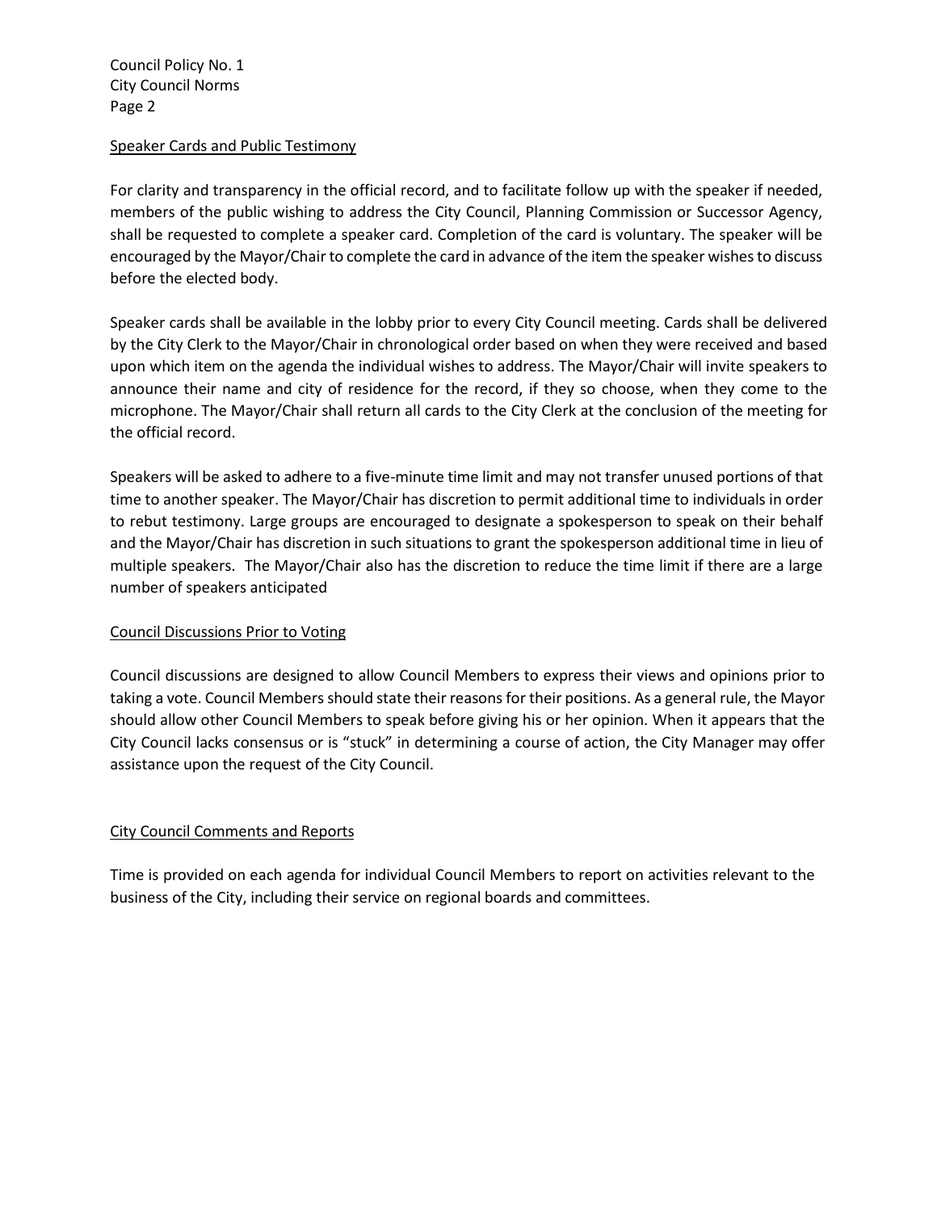## Speaker Cards and Public Testimony

For clarity and transparency in the official record, and to facilitate follow up with the speaker if needed, members of the public wishing to address the City Council, Planning Commission or Successor Agency, shall be requested to complete a speaker card. Completion of the card is voluntary. The speaker will be encouraged by the Mayor/Chair to complete the card in advance of the item the speaker wishes to discuss before the elected body.

Speaker cards shall be available in the lobby prior to every City Council meeting. Cards shall be delivered by the City Clerk to the Mayor/Chair in chronological order based on when they were received and based upon which item on the agenda the individual wishes to address. The Mayor/Chair will invite speakers to announce their name and city of residence for the record, if they so choose, when they come to the microphone. The Mayor/Chair shall return all cards to the City Clerk at the conclusion of the meeting for the official record.

Speakers will be asked to adhere to a five-minute time limit and may not transfer unused portions of that time to another speaker. The Mayor/Chair has discretion to permit additional time to individuals in order to rebut testimony. Large groups are encouraged to designate a spokesperson to speak on their behalf and the Mayor/Chair has discretion in such situations to grant the spokesperson additional time in lieu of multiple speakers. The Mayor/Chair also has the discretion to reduce the time limit if there are a large number of speakers anticipated

## Council Discussions Prior to Voting

Council discussions are designed to allow Council Members to express their views and opinions prior to taking a vote. Council Members should state their reasons for their positions. As a general rule, the Mayor should allow other Council Members to speak before giving his or her opinion. When it appears that the City Council lacks consensus or is "stuck" in determining a course of action, the City Manager may offer assistance upon the request of the City Council.

## City Council Comments and Reports

Time is provided on each agenda for individual Council Members to report on activities relevant to the business of the City, including their service on regional boards and committees.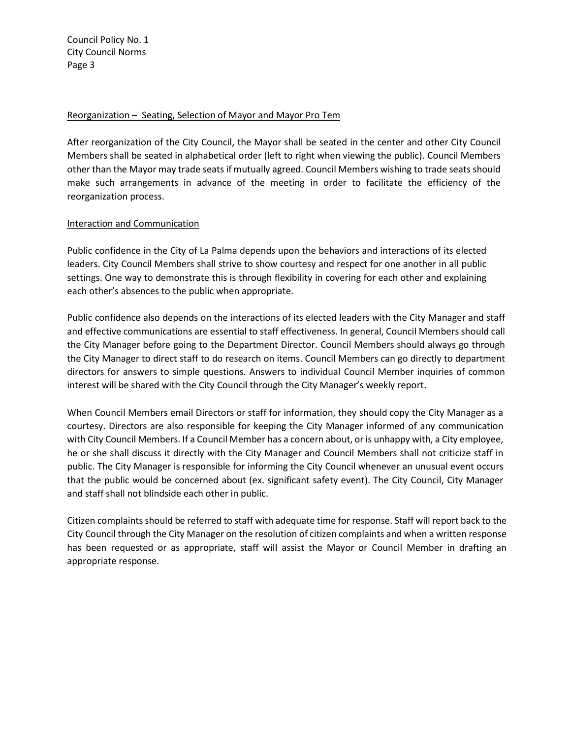## Reorganization – Seating, Selection of Mayor and Mayor Pro Tem

After reorganization of the City Council, the Mayor shall be seated in the center and other City Council Members shall be seated in alphabetical order (left to right when viewing the public). Council Members other than the Mayor may trade seats if mutually agreed. Council Members wishing to trade seats should make such arrangements in advance of the meeting in order to facilitate the efficiency of the reorganization process.

## Interaction and Communication

Public confidence in the City of La Palma depends upon the behaviors and interactions of its elected leaders. City Council Members shall strive to show courtesy and respect for one another in all public settings. One way to demonstrate this is through flexibility in covering for each other and explaining each other's absences to the public when appropriate.

Public confidence also depends on the interactions of its elected leaders with the City Manager and staff and effective communications are essential to staff effectiveness. In general, Council Members should call the City Manager before going to the Department Director. Council Members should always go through the City Manager to direct staff to do research on items. Council Members can go directly to department directors for answers to simple questions. Answers to individual Council Member inquiries of common interest will be shared with the City Council through the City Manager's weekly report.

When Council Members email Directors or staff for information, they should copy the City Manager as a courtesy. Directors are also responsible for keeping the City Manager informed of any communication with City Council Members. If a Council Member has a concern about, or is unhappy with, a City employee, he or she shall discuss it directly with the City Manager and Council Members shall not criticize staff in public. The City Manager is responsible for informing the City Council whenever an unusual event occurs that the public would be concerned about (ex. significant safety event). The City Council, City Manager and staff shall not blindside each other in public.

Citizen complaints should be referred to staff with adequate time for response. Staff will report back to the City Council through the City Manager on the resolution of citizen complaints and when a written response has been requested or as appropriate, staff will assist the Mayor or Council Member in drafting an appropriate response.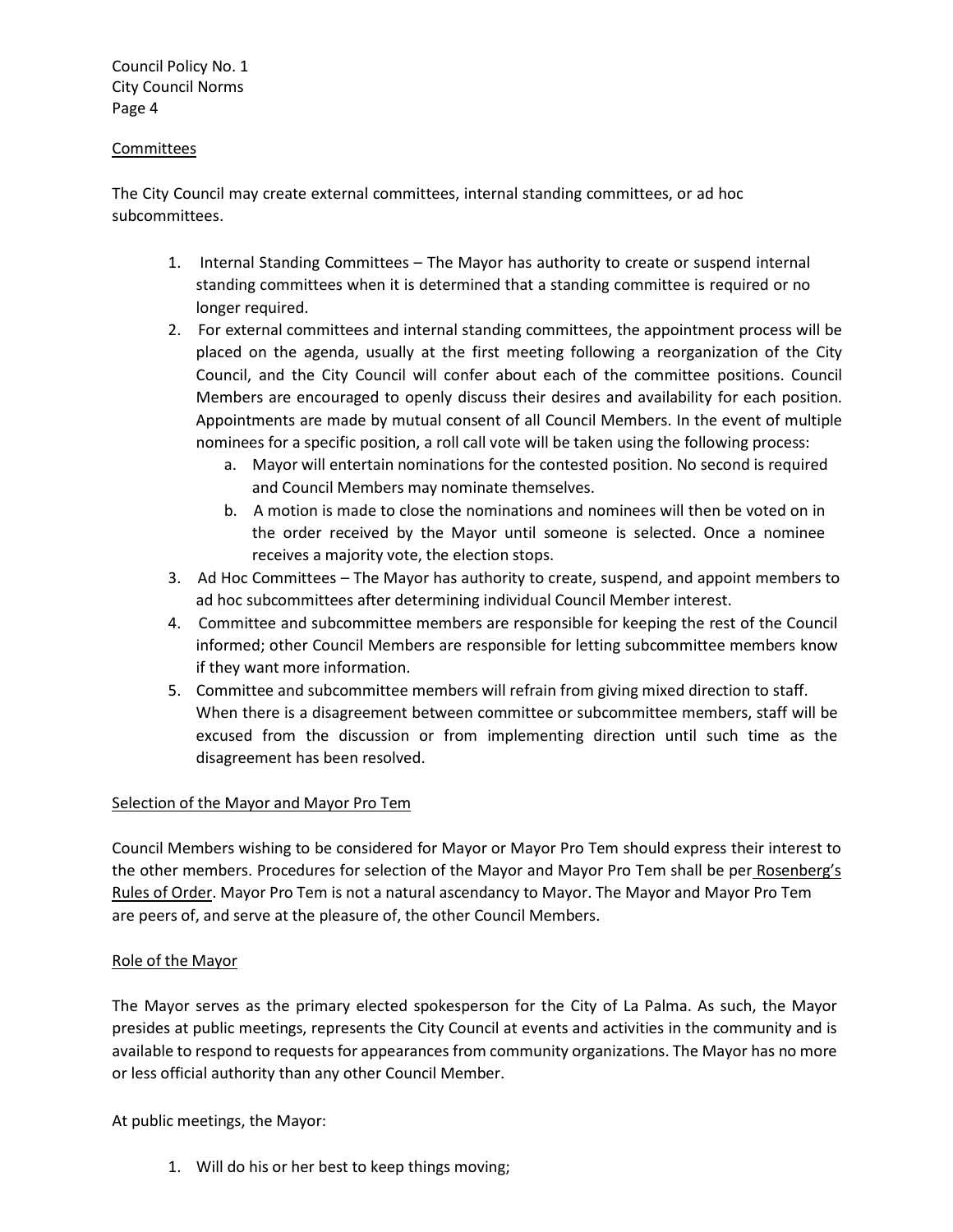## Committees

The City Council may create external committees, internal standing committees, or ad hoc subcommittees.

1. Internal Standing Committees – The Mayor has authority to create or suspend internal standing committees when it is determined that a standing committee is required or no longer required.
2. For external committees and internal standing committees, the appointment process will be placed on the agenda, usually at the first meeting following a reorganization of the City Council, and the City Council will confer about each of the committee positions. Council Members are encouraged to openly discuss their desires and availability for each position. Appointments are made by mutual consent of all Council Members. In the event of multiple nominees for a specific position, a roll call vote will be taken using the following process:
   a. Mayor will entertain nominations for the contested position. No second is required and Council Members may nominate themselves.
   b. A motion is made to close the nominations and nominees will then be voted on in the order received by the Mayor until someone is selected. Once a nominee receives a majority vote, the election stops.
3. Ad Hoc Committees – The Mayor has authority to create, suspend, and appoint members to ad hoc subcommittees after determining individual Council Member interest.
4. Committee and subcommittee members are responsible for keeping the rest of the Council informed; other Council Members are responsible for letting subcommittee members know if they want more information.
5. Committee and subcommittee members will refrain from giving mixed direction to staff. When there is a disagreement between committee or subcommittee members, staff will be excused from the discussion or from implementing direction until such time as the disagreement has been resolved.

## Selection of the Mayor and Mayor Pro Tem

Council Members wishing to be considered for Mayor or Mayor Pro Tem should express their interest to the other members. Procedures for selection of the Mayor and Mayor Pro Tem shall be per Rosenberg's Rules of Order. Mayor Pro Tem is not a natural ascendancy to Mayor. The Mayor and Mayor Pro Tem are peers of, and serve at the pleasure of, the other Council Members.

## Role of the Mayor

The Mayor serves as the primary elected spokesperson for the City of La Palma. As such, the Mayor presides at public meetings, represents the City Council at events and activities in the community and is available to respond to requests for appearances from community organizations. The Mayor has no more or less official authority than any other Council Member.

At public meetings, the Mayor:

1. Will do his or her best to keep things moving;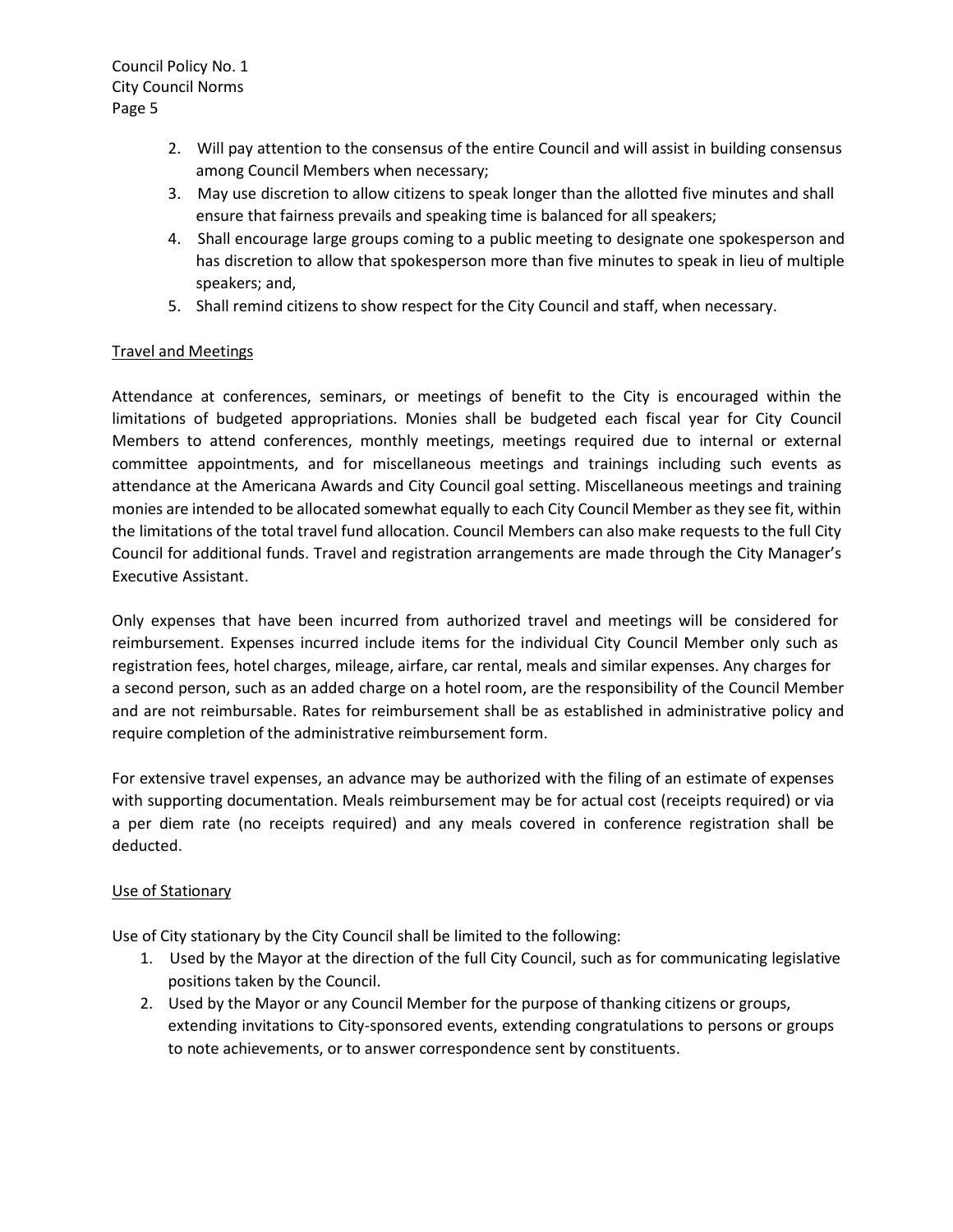2. Will pay attention to the consensus of the entire Council and will assist in building consensus among Council Members when necessary;
3. May use discretion to allow citizens to speak longer than the allotted five minutes and shall ensure that fairness prevails and speaking time is balanced for all speakers;
4. Shall encourage large groups coming to a public meeting to designate one spokesperson and has discretion to allow that spokesperson more than five minutes to speak in lieu of multiple speakers; and,
5. Shall remind citizens to show respect for the City Council and staff, when necessary.

<u>Travel and Meetings</u>

Attendance at conferences, seminars, or meetings of benefit to the City is encouraged within the limitations of budgeted appropriations. Monies shall be budgeted each fiscal year for City Council Members to attend conferences, monthly meetings, meetings required due to internal or external committee appointments, and for miscellaneous meetings and trainings including such events as attendance at the Americana Awards and City Council goal setting. Miscellaneous meetings and training monies are intended to be allocated somewhat equally to each City Council Member as they see fit, within the limitations of the total travel fund allocation. Council Members can also make requests to the full City Council for additional funds. Travel and registration arrangements are made through the City Manager's Executive Assistant.

Only expenses that have been incurred from authorized travel and meetings will be considered for reimbursement. Expenses incurred include items for the individual City Council Member only such as registration fees, hotel charges, mileage, airfare, car rental, meals and similar expenses. Any charges for a second person, such as an added charge on a hotel room, are the responsibility of the Council Member and are not reimbursable. Rates for reimbursement shall be as established in administrative policy and require completion of the administrative reimbursement form.

For extensive travel expenses, an advance may be authorized with the filing of an estimate of expenses with supporting documentation. Meals reimbursement may be for actual cost (receipts required) or via a per diem rate (no receipts required) and any meals covered in conference registration shall be deducted.

<u>Use of Stationary</u>

Use of City stationary by the City Council shall be limited to the following:

1. Used by the Mayor at the direction of the full City Council, such as for communicating legislative positions taken by the Council.
2. Used by the Mayor or any Council Member for the purpose of thanking citizens or groups, extending invitations to City-sponsored events, extending congratulations to persons or groups to note achievements, or to answer correspondence sent by constituents.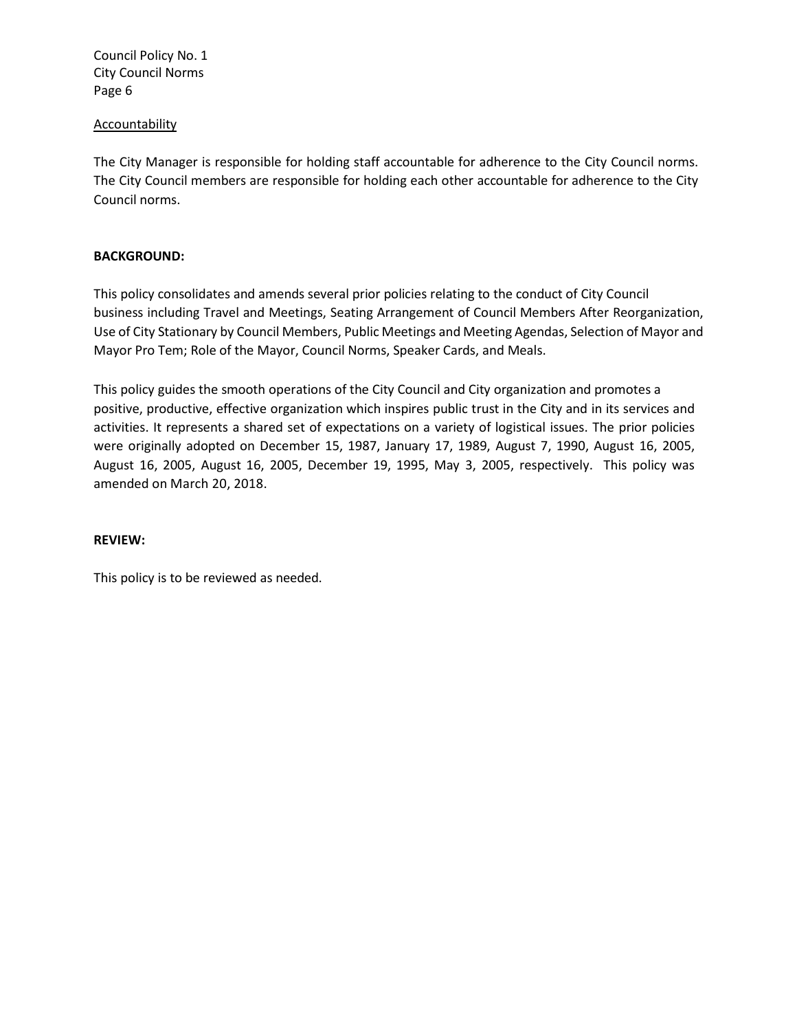Accountability

The City Manager is responsible for holding staff accountable for adherence to the City Council norms. The City Council members are responsible for holding each other accountable for adherence to the City Council norms.

**BACKGROUND:**

This policy consolidates and amends several prior policies relating to the conduct of City Council business including Travel and Meetings, Seating Arrangement of Council Members After Reorganization, Use of City Stationary by Council Members, Public Meetings and Meeting Agendas, Selection of Mayor and Mayor Pro Tem; Role of the Mayor, Council Norms, Speaker Cards, and Meals.

This policy guides the smooth operations of the City Council and City organization and promotes a positive, productive, effective organization which inspires public trust in the City and in its services and activities. It represents a shared set of expectations on a variety of logistical issues. The prior policies were originally adopted on December 15, 1987, January 17, 1989, August 7, 1990, August 16, 2005, August 16, 2005, August 16, 2005, December 19, 1995, May 3, 2005, respectively. This policy was amended on March 20, 2018.

**REVIEW:**

This policy is to be reviewed as needed.